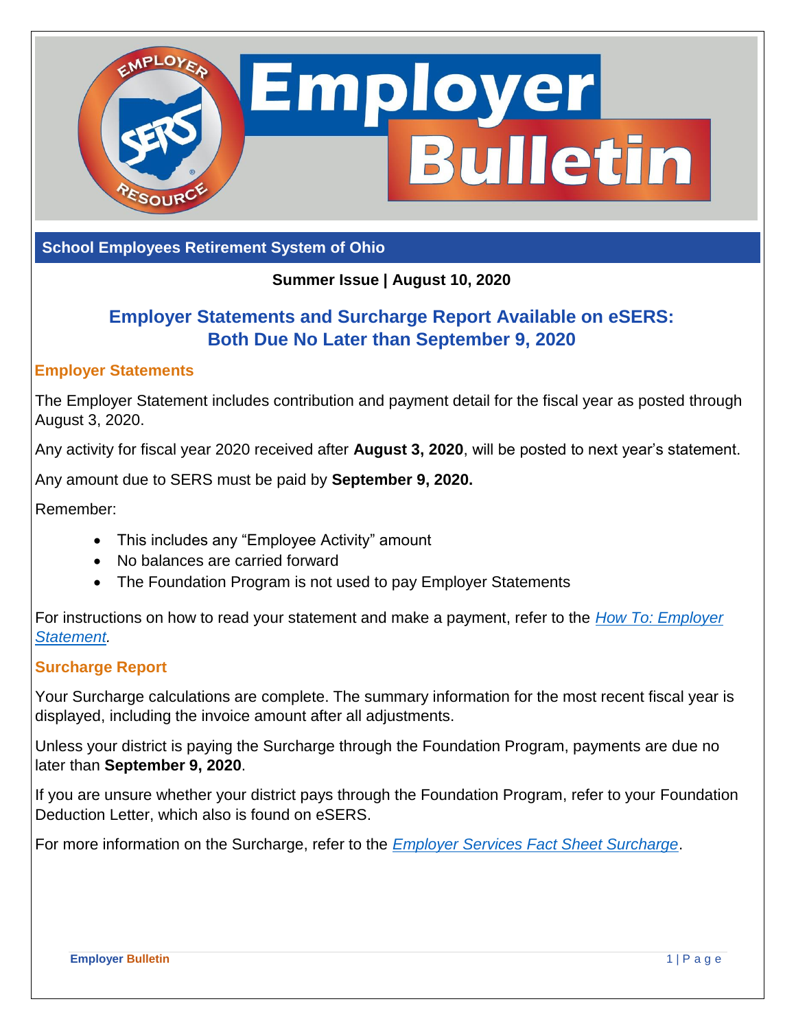# Employer Bulletin

**School Employees Retirement System of Ohio**

**Summer Issue | August 10, 2020**

## Employer Statements and Surcharge Report Available on eSERS: Both Due No Later than September 9, 2020

### Employer Statements

The Employer Statement includes contribution and payment detail for the fiscal year as posted through August 3, 2020.

Any activity for fiscal year 2020 received after **August 3, 2020**, will be posted to next year's statement.

Any amount due to SERS must be paid by **September 9, 2020.**

Remember:

- This includes any "Employee Activity" amount
- No balances are carried forward
- The Foundation Program is not used to pay Employer Statements

For instructions on how to read your statement and make a payment, refer to the *How To: Employer Statement.*

### Surcharge Report

Your Surcharge calculations are complete. The summary information for the most recent fiscal year is displayed, including the invoice amount after all adjustments.

Unless your district is paying the Surcharge through the Foundation Program, payments are due no later than **September 9, 2020**.

If you are unsure whether your district pays through the Foundation Program, refer to your Foundation Deduction Letter, which also is found on eSERS.

For more information on the Surcharge, refer to the *Employer Services Fact Sheet Surcharge*.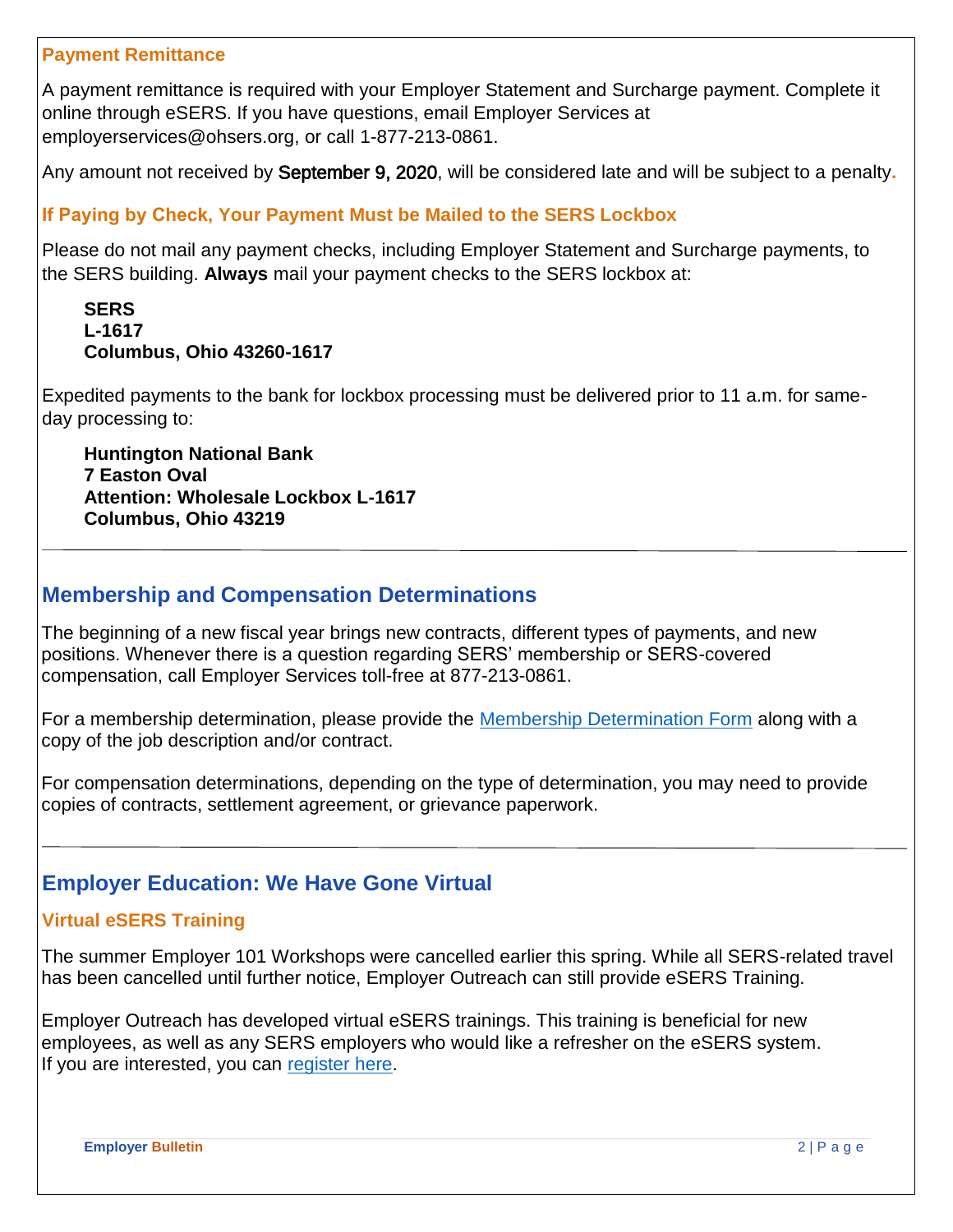### Payment Remittance

A payment remittance is required with your Employer Statement and Surcharge payment. Complete it online through eSERS. If you have questions, email Employer Services at employerservices@ohsers.org, or call 1-877-213-0861.

Any amount not received by September 9, 2020, will be considered late and will be subject to a penalty.

### If Paying by Check, Your Payment Must be Mailed to the SERS Lockbox

Please do not mail any payment checks, including Employer Statement and Surcharge payments, to the SERS building. **Always** mail your payment checks to the SERS lockbox at:

**SERS**  
**L-1617**  
**Columbus, Ohio 43260-1617**

Expedited payments to the bank for lockbox processing must be delivered prior to 11 a.m. for same-day processing to:

**Huntington National Bank**  
**7 Easton Oval**  
**Attention: Wholesale Lockbox L-1617**  
**Columbus, Ohio 43219**

---

## Membership and Compensation Determinations

The beginning of a new fiscal year brings new contracts, different types of payments, and new positions. Whenever there is a question regarding SERS' membership or SERS-covered compensation, call Employer Services toll-free at 877-213-0861.

For a membership determination, please provide the Membership Determination Form along with a copy of the job description and/or contract.

For compensation determinations, depending on the type of determination, you may need to provide copies of contracts, settlement agreement, or grievance paperwork.

---

## Employer Education: We Have Gone Virtual

### Virtual eSERS Training

The summer Employer 101 Workshops were cancelled earlier this spring. While all SERS-related travel has been cancelled until further notice, Employer Outreach can still provide eSERS Training.

Employer Outreach has developed virtual eSERS trainings. This training is beneficial for new employees, as well as any SERS employers who would like a refresher on the eSERS system. If you are interested, you can register here.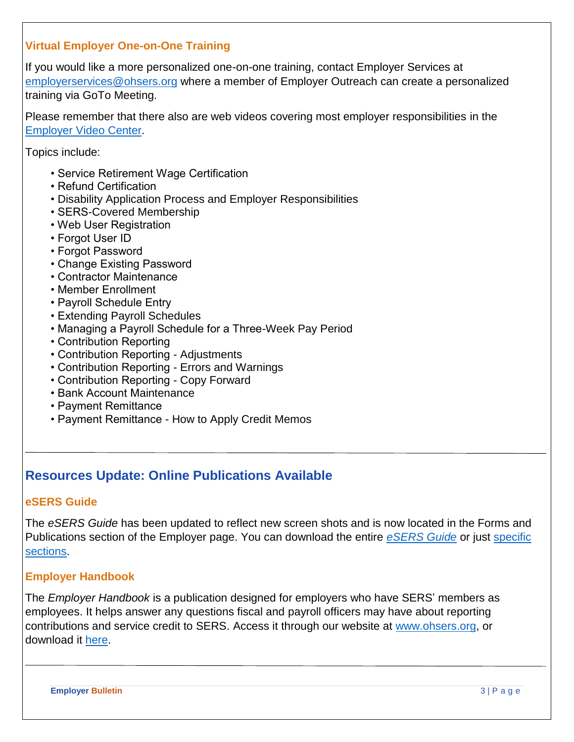### Virtual Employer One-on-One Training

If you would like a more personalized one-on-one training, contact Employer Services at employerservices@ohsers.org where a member of Employer Outreach can create a personalized training via GoTo Meeting.

Please remember that there also are web videos covering most employer responsibilities in the Employer Video Center.

Topics include:

- Service Retirement Wage Certification
- Refund Certification
- Disability Application Process and Employer Responsibilities
- SERS-Covered Membership
- Web User Registration
- Forgot User ID
- Forgot Password
- Change Existing Password
- Contractor Maintenance
- Member Enrollment
- Payroll Schedule Entry
- Extending Payroll Schedules
- Managing a Payroll Schedule for a Three-Week Pay Period
- Contribution Reporting
- Contribution Reporting - Adjustments
- Contribution Reporting - Errors and Warnings
- Contribution Reporting - Copy Forward
- Bank Account Maintenance
- Payment Remittance
- Payment Remittance - How to Apply Credit Memos

---

## Resources Update: Online Publications Available

### eSERS Guide

The *eSERS Guide* has been updated to reflect new screen shots and is now located in the Forms and Publications section of the Employer page. You can download the entire *eSERS Guide* or just specific sections.

### Employer Handbook

The *Employer Handbook* is a publication designed for employers who have SERS' members as employees. It helps answer any questions fiscal and payroll officers may have about reporting contributions and service credit to SERS. Access it through our website at www.ohsers.org, or download it here.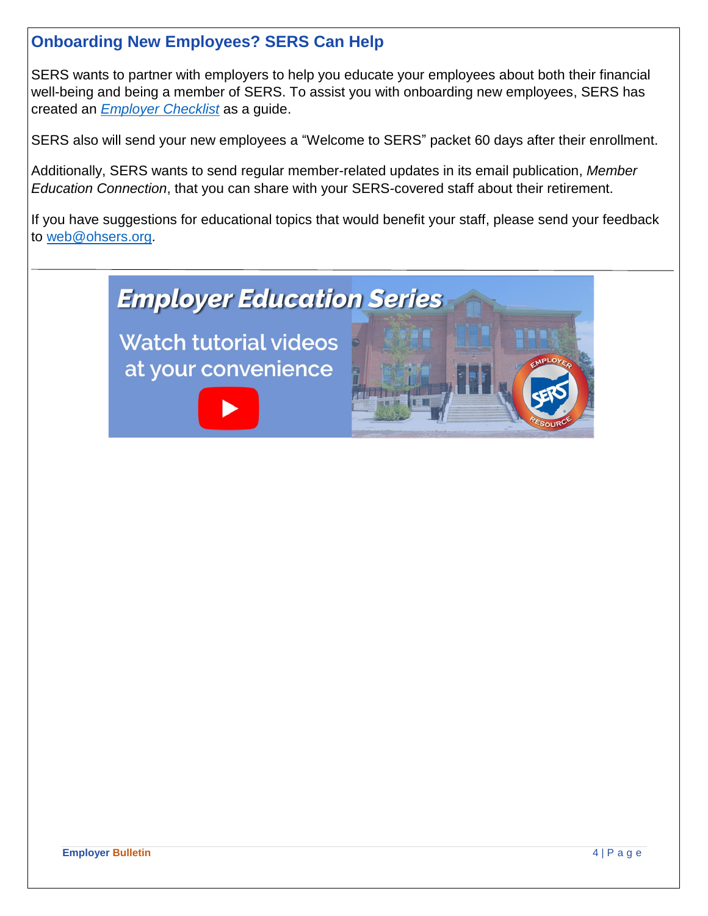## Onboarding New Employees? SERS Can Help

SERS wants to partner with employers to help you educate your employees about both their financial well-being and being a member of SERS. To assist you with onboarding new employees, SERS has created an *Employer Checklist* as a guide.

SERS also will send your new employees a "Welcome to SERS" packet 60 days after their enrollment.

Additionally, SERS wants to send regular member-related updates in its email publication, *Member Education Connection*, that you can share with your SERS-covered staff about their retirement.

If you have suggestions for educational topics that would benefit your staff, please send your feedback to web@ohsers.org.

---

**Employer Education Series**

Watch tutorial videos at your convenience